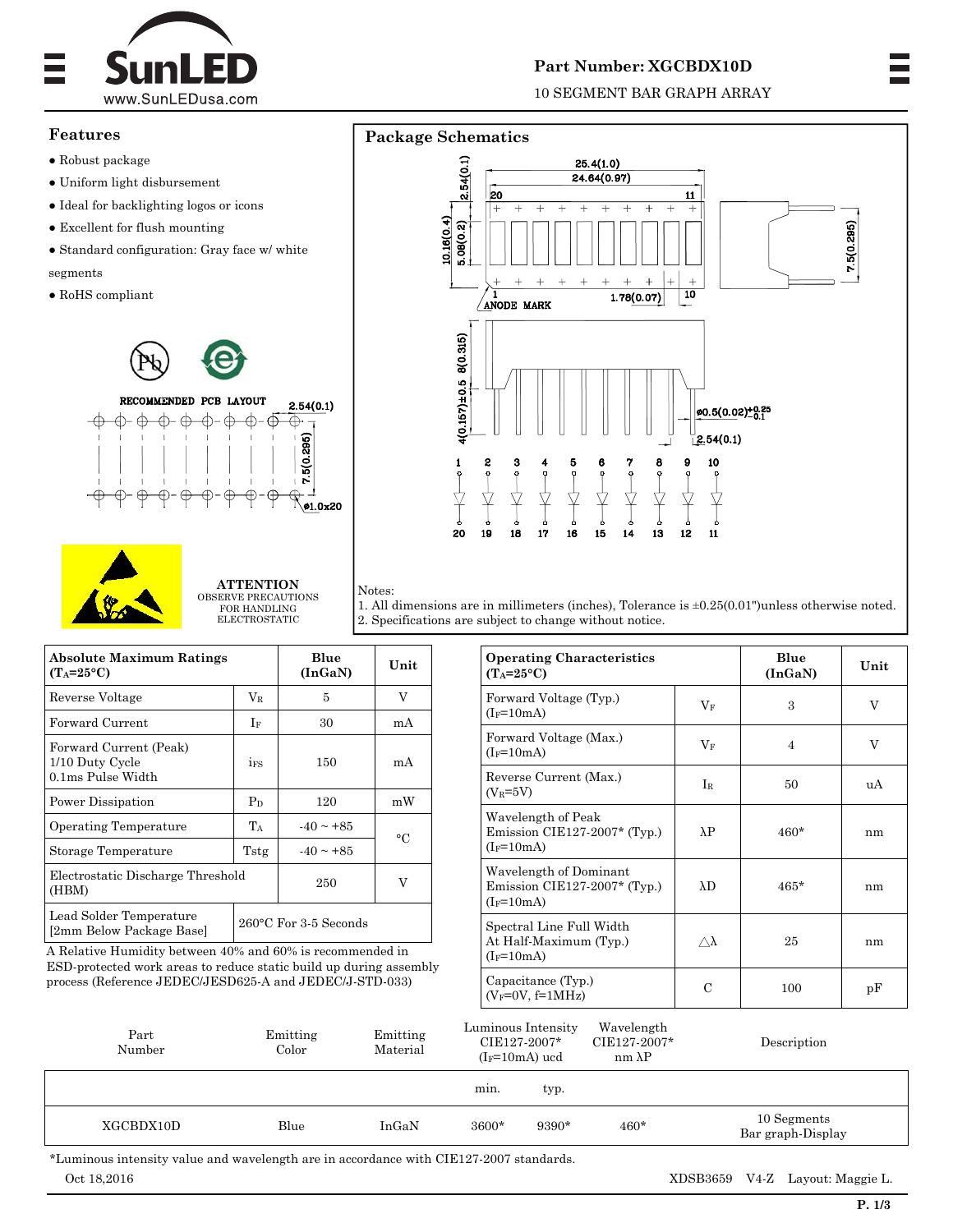**Part Number: XGCBDX10D**

10 SEGMENT BAR GRAPH ARRAY

## Features

- Robust package
- Uniform light disbursement
- Ideal for backlighting logos or icons
- Excellent for flush mounting
- Standard configuration: Gray face w/ white segments
- RoHS compliant

RECOMMENDED PCB LAYOUT

2.54(0.1)

7.5(0.295)

ø1.0x20

**ATTENTION**
OBSERVE PRECAUTIONS
FOR HANDLING
ELECTROSTATIC

## Package Schematics

25.4(1.0)
24.64(0.97)
2.54(0.1)
10.16(0.4)
5.08(0.2)
7.5(0.295)
20 11
1 10
ANODE MARK
1.78(0.07)
8(0.315)
4(0.157)±0.5
ø0.5(0.02)$^{+0.25}_{-0.1}$
2.54(0.1)

1 2 3 4 5 6 7 8 9 10

20 19 18 17 16 15 14 13 12 11

Notes:
1. All dimensions are in millimeters (inches), Tolerance is ±0.25(0.01")unless otherwise noted.
2. Specifications are subject to change without notice.

| Absolute Maximum Ratings ($T_A$=25°C) | | Blue (InGaN) | Unit |
|---|---|---|---|
| Reverse Voltage | $V_R$ | 5 | V |
| Forward Current | $I_F$ | 30 | mA |
| Forward Current (Peak) 1/10 Duty Cycle 0.1ms Pulse Width | $i_{FS}$ | 150 | mA |
| Power Dissipation | $P_D$ | 120 | mW |
| Operating Temperature | $T_A$ | -40 ~ +85 | °C |
| Storage Temperature | Tstg | -40 ~ +85 | °C |
| Electrostatic Discharge Threshold (HBM) | | 250 | V |
| Lead Solder Temperature [2mm Below Package Base] | | 260°C For 3-5 Seconds | |

A Relative Humidity between 40% and 60% is recommended in ESD-protected work areas to reduce static build up during assembly process (Reference JEDEC/JESD625-A and JEDEC/J-STD-033)

| Operating Characteristics ($T_A$=25°C) | | Blue (InGaN) | Unit |
|---|---|---|---|
| Forward Voltage (Typ.) ($I_F$=10mA) | $V_F$ | 3 | V |
| Forward Voltage (Max.) ($I_F$=10mA) | $V_F$ | 4 | V |
| Reverse Current (Max.) ($V_R$=5V) | $I_R$ | 50 | uA |
| Wavelength of Peak Emission CIE127-2007* (Typ.) ($I_F$=10mA) | λP | 460* | nm |
| Wavelength of Dominant Emission CIE127-2007* (Typ.) ($I_F$=10mA) | λD | 465* | nm |
| Spectral Line Full Width At Half-Maximum (Typ.) ($I_F$=10mA) | △λ | 25 | nm |
| Capacitance (Typ.) ($V_F$=0V, f=1MHz) | C | 100 | pF |

| Part Number | Emitting Color | Emitting Material | Luminous Intensity CIE127-2007* ($I_F$=10mA) ucd | | Wavelength CIE127-2007* nm λP | Description |
|---|---|---|---|---|---|---|
| | | | min. | typ. | | |
| XGCBDX10D | Blue | InGaN | 3600* | 9390* | 460* | 10 Segments Bar graph-Display |

*Luminous intensity value and wavelength are in accordance with CIE127-2007 standards.

Oct 18,2016 XDSB3659 V4-Z Layout: Maggie L.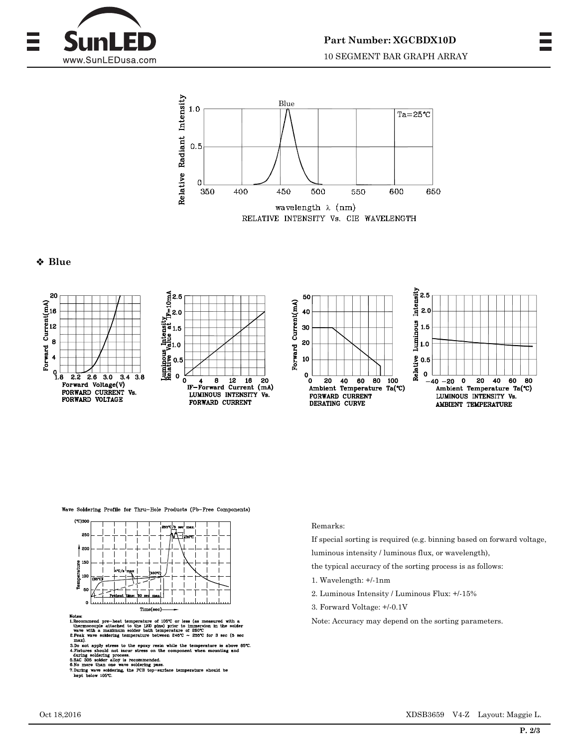Blue

Ta=25℃

1.0

0.5

0

350 400 450 500 550 600 650

Relative Radiant Intensity

wavelength λ (nm)

RELATIVE INTENSITY Vs. CIE WAVELENGTH

## ❖ Blue

Forward Current(mA)

20 16 12 8 4 0

1.8 2.2 2.6 3.0 3.4 3.8

Forward Voltage(V)

FORWARD CURRENT Vs. FORWARD VOLTAGE

Luminous Intensity Relative Value at IF=10mA

2.5 2.0 1.5 1.0 0.5 0

0 4 8 12 16 20

IF−Forward Current (mA)

LUMINOUS INTENSITY Vs. FORWARD CURRENT

Forward Current(mA)

50 40 30 20 10 0

0 20 40 60 80 100

Ambient Temperature Ta(℃)

FORWARD CURRENT DERATING CURVE

Relative Luminous Intensity

2.5 2.0 1.5 1.0 0.5 0

−40 −20 0 20 40 60 80

Ambient Temperature Ta(℃)

LUMINOUS INTENSITY Vs. AMBIENT TEMPERATURE

Wave Soldering Profile for Thru−Hole Products (Pb−Free Components)

(℃)300 250 200 150 100 50 0

Temperature

255℃/3 sec max.

250℃

4℃/s max

(100℃)

(85℃)

Preheat time: 60 sec max.

Time(sec)

Notes:

1. Recommend pre−heat temperature of 105℃ or less (as measured with a thermocouple attached to the LED pins) prior to immersion in the solder wave with a maximum solder bath temperature of 260℃
2. Peak wave soldering temperature between 245℃ ~ 255℃ for 3 sec (5 sec max).
3. Do not apply stress to the epoxy resin while the temperature is above 85℃.
4. Fixtures should not incur stress on the component when mounting and during soldering process.
5. SAC 305 solder alloy is recommended.
6. No more than one wave soldering pass.
7. During wave soldering, the PCB top−surface temperature should be kept below 105℃.

Remarks:

If special sorting is required (e.g. binning based on forward voltage, luminous intensity / luminous flux, or wavelength), the typical accuracy of the sorting process is as follows:

1. Wavelength: +/-1nm
2. Luminous Intensity / Luminous Flux: +/-15%
3. Forward Voltage: +/-0.1V

Note: Accuracy may depend on the sorting parameters.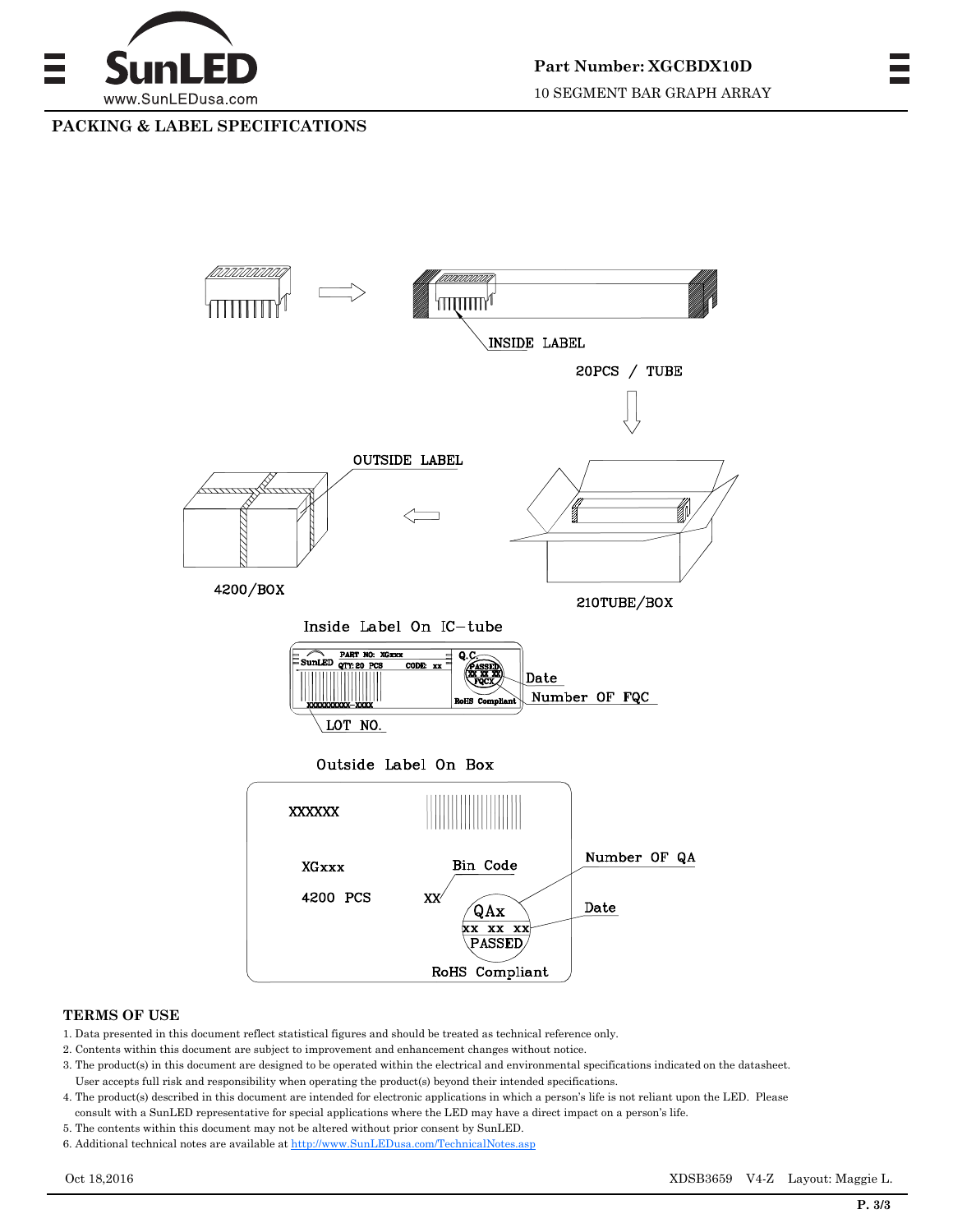## PACKING & LABEL SPECIFICATIONS

INSIDE LABEL

20PCS / TUBE

OUTSIDE LABEL

4200/BOX

210TUBE/BOX

Inside Label On IC-tube

SunLED PART NO: XGxxx QTY: 20 PCS CODE: xx

XXXXXXXXXX-XXXX

Q.C. PASSED XX XX XX FQCX

RoHS Compliant

Date

Number OF FQC

LOT NO.

Outside Label On Box

XXXXXX

XGxxx

4200 PCS

Bin Code

XX

QAx

xx xx xx

PASSED

RoHS Compliant

Number OF QA

Date

### TERMS OF USE

1. Data presented in this document reflect statistical figures and should be treated as technical reference only.
2. Contents within this document are subject to improvement and enhancement changes without notice.
3. The product(s) in this document are designed to be operated within the electrical and environmental specifications indicated on the datasheet. User accepts full risk and responsibility when operating the product(s) beyond their intended specifications.
4. The product(s) described in this document are intended for electronic applications in which a person's life is not reliant upon the LED. Please consult with a SunLED representative for special applications where the LED may have a direct impact on a person's life.
5. The contents within this document may not be altered without prior consent by SunLED.
6. Additional technical notes are available at http://www.SunLEDusa.com/TechnicalNotes.asp

Oct 18,2016 XDSB3659 V4-Z Layout: Maggie L.